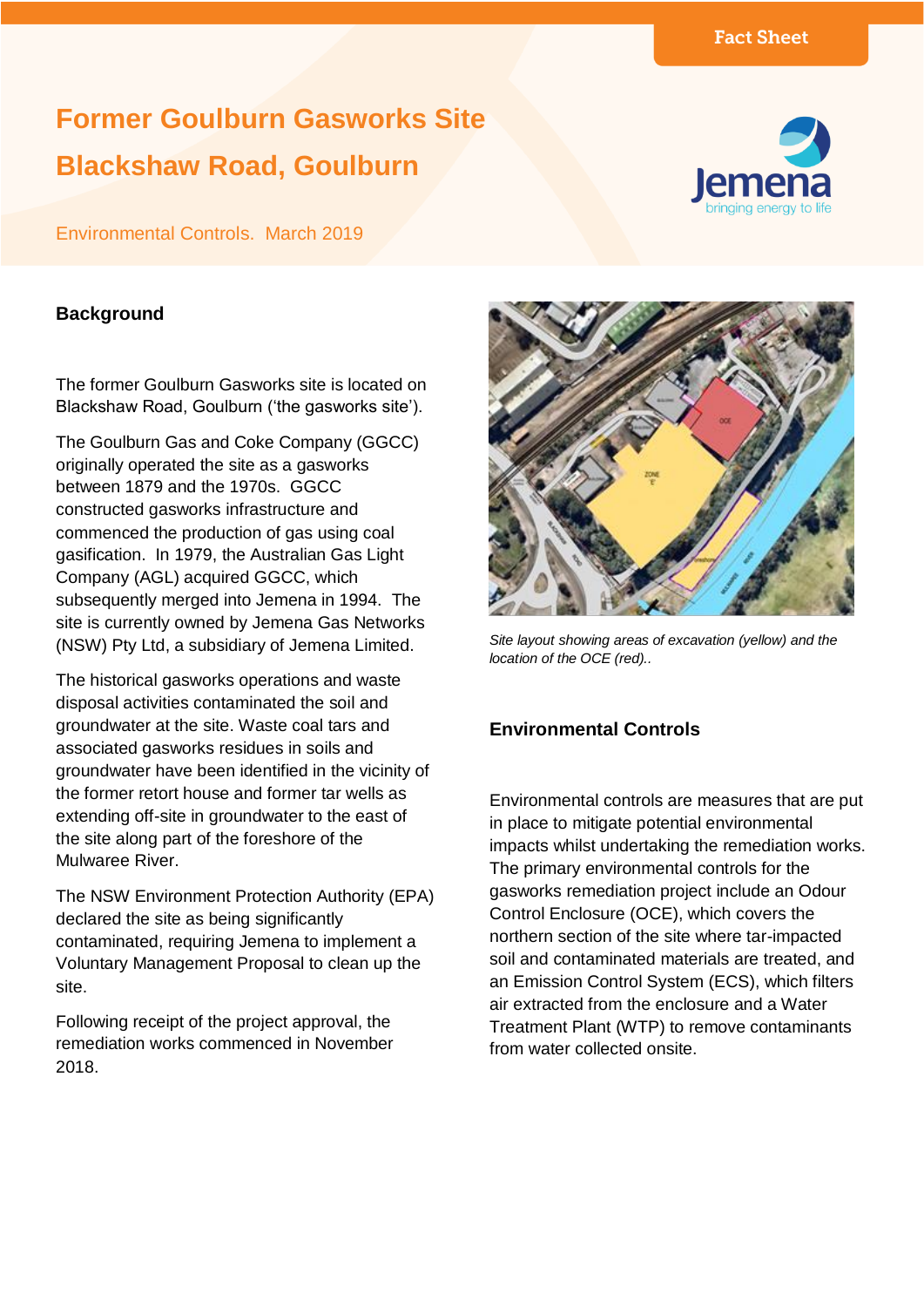Fact Sheet

# Former Goulburn Gasworks Site

# Blackshaw Road, Goulburn

Environmental Controls. March 2019

## Background

The former Goulburn Gasworks site is located on Blackshaw Road, Goulburn ('the gasworks site').

The Goulburn Gas and Coke Company (GGCC) originally operated the site as a gasworks between 1879 and the 1970s. GGCC constructed gasworks infrastructure and commenced the production of gas using coal gasification. In 1979, the Australian Gas Light Company (AGL) acquired GGCC, which subsequently merged into Jemena in 1994. The site is currently owned by Jemena Gas Networks (NSW) Pty Ltd, a subsidiary of Jemena Limited.

The historical gasworks operations and waste disposal activities contaminated the soil and groundwater at the site. Waste coal tars and associated gasworks residues in soils and groundwater have been identified in the vicinity of the former retort house and former tar wells as extending off-site in groundwater to the east of the site along part of the foreshore of the Mulwaree River.

The NSW Environment Protection Authority (EPA) declared the site as being significantly contaminated, requiring Jemena to implement a Voluntary Management Proposal to clean up the site.

Following receipt of the project approval, the remediation works commenced in November 2018.

*Site layout showing areas of excavation (yellow) and the location of the OCE (red)..*

## Environmental Controls

Environmental controls are measures that are put in place to mitigate potential environmental impacts whilst undertaking the remediation works. The primary environmental controls for the gasworks remediation project include an Odour Control Enclosure (OCE), which covers the northern section of the site where tar-impacted soil and contaminated materials are treated, and an Emission Control System (ECS), which filters air extracted from the enclosure and a Water Treatment Plant (WTP) to remove contaminants from water collected onsite.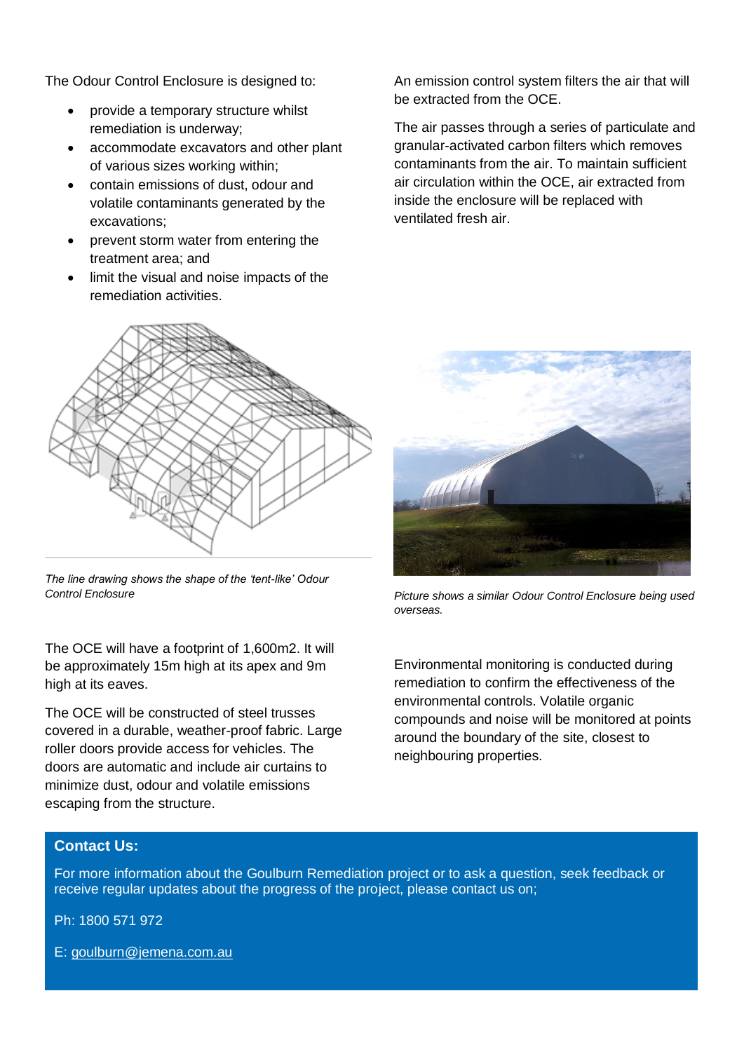The Odour Control Enclosure is designed to:

- provide a temporary structure whilst remediation is underway;
- accommodate excavators and other plant of various sizes working within;
- contain emissions of dust, odour and volatile contaminants generated by the excavations;
- prevent storm water from entering the treatment area; and
- limit the visual and noise impacts of the remediation activities.

An emission control system filters the air that will be extracted from the OCE.

The air passes through a series of particulate and granular-activated carbon filters which removes contaminants from the air. To maintain sufficient air circulation within the OCE, air extracted from inside the enclosure will be replaced with ventilated fresh air.

*The line drawing shows the shape of the 'tent-like' Odour Control Enclosure*

*Picture shows a similar Odour Control Enclosure being used overseas.*

The OCE will have a footprint of 1,600m2. It will be approximately 15m high at its apex and 9m high at its eaves.

The OCE will be constructed of steel trusses covered in a durable, weather-proof fabric. Large roller doors provide access for vehicles. The doors are automatic and include air curtains to minimize dust, odour and volatile emissions escaping from the structure.

Environmental monitoring is conducted during remediation to confirm the effectiveness of the environmental controls. Volatile organic compounds and noise will be monitored at points around the boundary of the site, closest to neighbouring properties.

**Contact Us:**

For more information about the Goulburn Remediation project or to ask a question, seek feedback or receive regular updates about the progress of the project, please contact us on;

Ph: 1800 571 972

E: goulburn@jemena.com.au